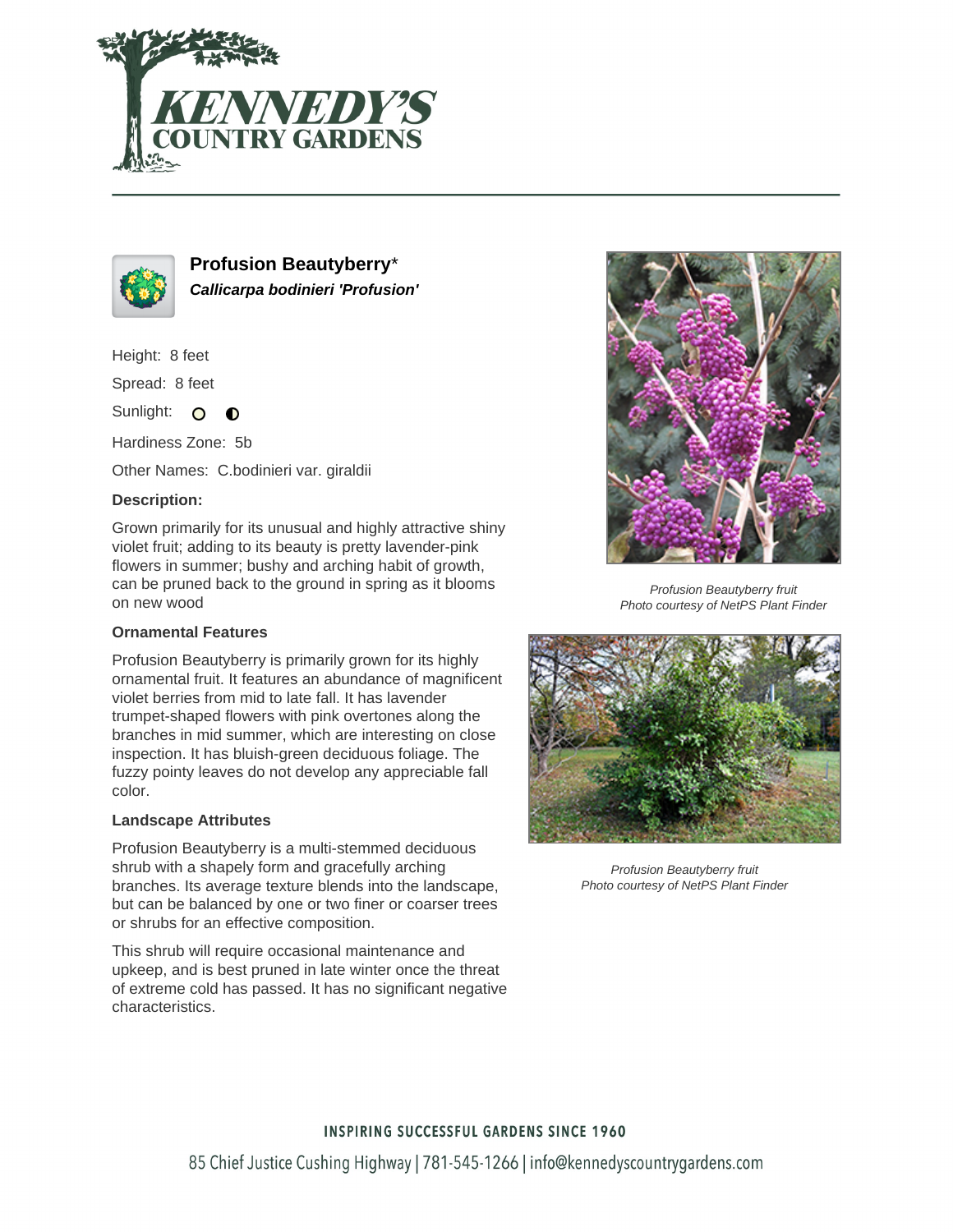# Profusion Beautyberry*

***Callicarpa bodinieri 'Profusion'***

Height: 8 feet

Spread: 8 feet

Sunlight: ○ ◐

Hardiness Zone: 5b

Other Names: C.bodinieri var. giraldii

### Description:

Grown primarily for its unusual and highly attractive shiny violet fruit; adding to its beauty is pretty lavender-pink flowers in summer; bushy and arching habit of growth, can be pruned back to the ground in spring as it blooms on new wood

### Ornamental Features

Profusion Beautyberry is primarily grown for its highly ornamental fruit. It features an abundance of magnificent violet berries from mid to late fall. It has lavender trumpet-shaped flowers with pink overtones along the branches in mid summer, which are interesting on close inspection. It has bluish-green deciduous foliage. The fuzzy pointy leaves do not develop any appreciable fall color.

### Landscape Attributes

Profusion Beautyberry is a multi-stemmed deciduous shrub with a shapely form and gracefully arching branches. Its average texture blends into the landscape, but can be balanced by one or two finer or coarser trees or shrubs for an effective composition.

This shrub will require occasional maintenance and upkeep, and is best pruned in late winter once the threat of extreme cold has passed. It has no significant negative characteristics.

*Profusion Beautyberry fruit*
*Photo courtesy of NetPS Plant Finder*

*Profusion Beautyberry fruit*
*Photo courtesy of NetPS Plant Finder*

INSPIRING SUCCESSFUL GARDENS SINCE 1960

85 Chief Justice Cushing Highway | 781-545-1266 | info@kennedyscountrygardens.com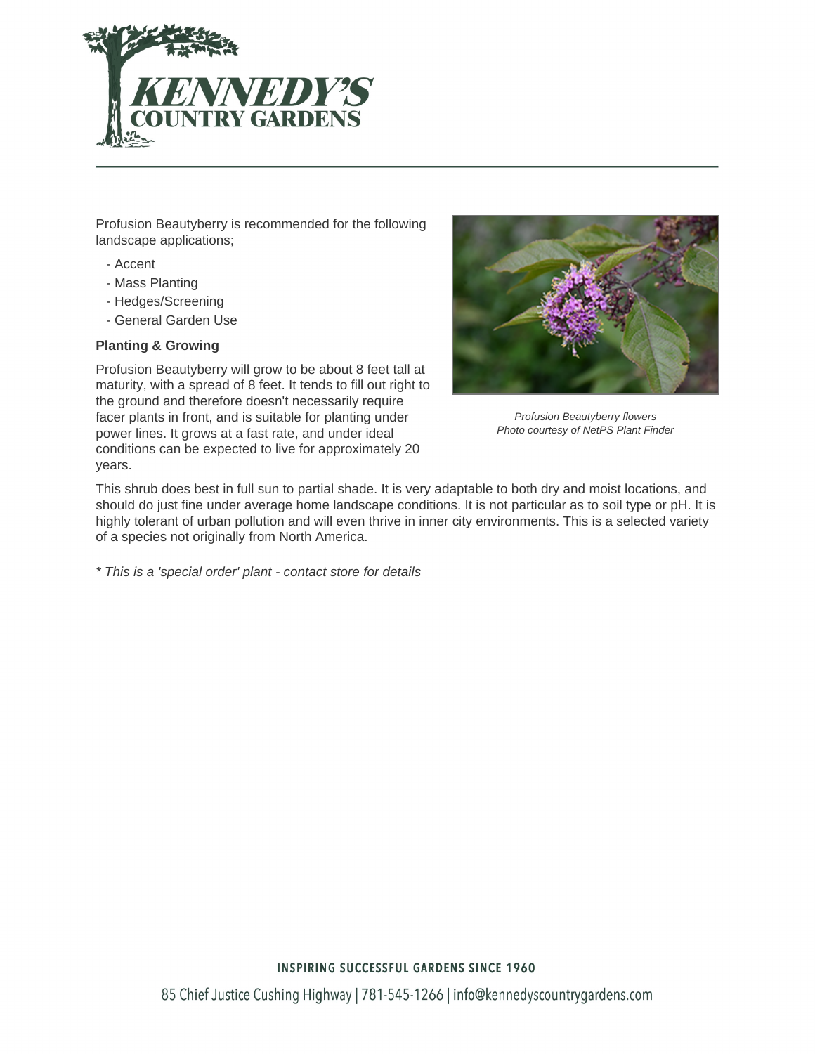Profusion Beautyberry is recommended for the following landscape applications;

- Accent
- Mass Planting
- Hedges/Screening
- General Garden Use

**Planting & Growing**

Profusion Beautyberry will grow to be about 8 feet tall at maturity, with a spread of 8 feet. It tends to fill out right to the ground and therefore doesn't necessarily require facer plants in front, and is suitable for planting under power lines. It grows at a fast rate, and under ideal conditions can be expected to live for approximately 20 years.

*Profusion Beautyberry flowers*
*Photo courtesy of NetPS Plant Finder*

This shrub does best in full sun to partial shade. It is very adaptable to both dry and moist locations, and should do just fine under average home landscape conditions. It is not particular as to soil type or pH. It is highly tolerant of urban pollution and will even thrive in inner city environments. This is a selected variety of a species not originally from North America.

*\* This is a 'special order' plant - contact store for details*